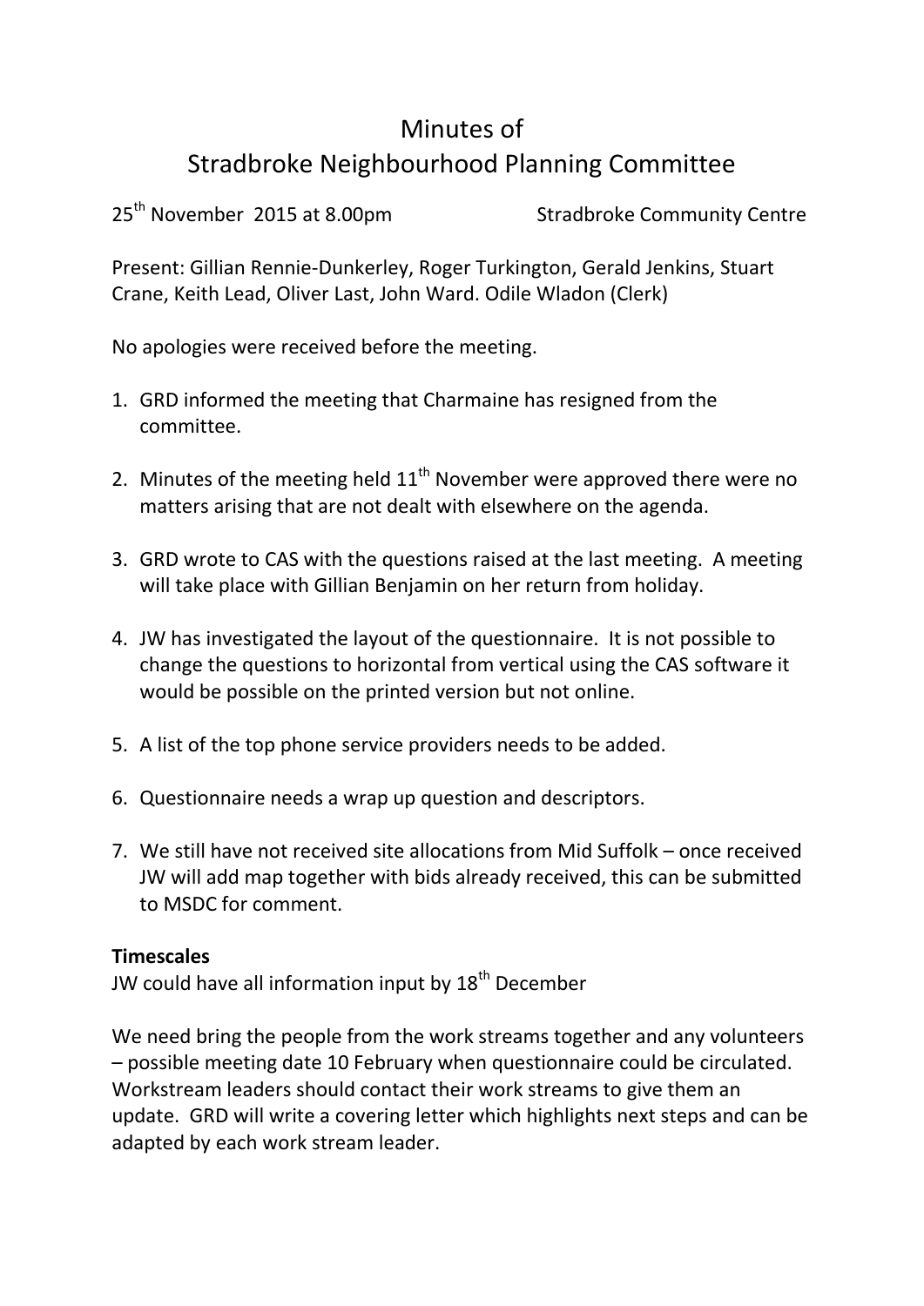# Minutes of
# Stradbroke Neighbourhood Planning Committee

25th November 2015 at 8.00pm Stradbroke Community Centre

Present: Gillian Rennie-Dunkerley, Roger Turkington, Gerald Jenkins, Stuart Crane, Keith Lead, Oliver Last, John Ward. Odile Wladon (Clerk)

No apologies were received before the meeting.

1. GRD informed the meeting that Charmaine has resigned from the committee.

2. Minutes of the meeting held 11th November were approved there were no matters arising that are not dealt with elsewhere on the agenda.

3. GRD wrote to CAS with the questions raised at the last meeting. A meeting will take place with Gillian Benjamin on her return from holiday.

4. JW has investigated the layout of the questionnaire. It is not possible to change the questions to horizontal from vertical using the CAS software it would be possible on the printed version but not online.

5. A list of the top phone service providers needs to be added.

6. Questionnaire needs a wrap up question and descriptors.

7. We still have not received site allocations from Mid Suffolk – once received JW will add map together with bids already received, this can be submitted to MSDC for comment.

**Timescales**

JW could have all information input by 18th December

We need bring the people from the work streams together and any volunteers – possible meeting date 10 February when questionnaire could be circulated. Workstream leaders should contact their work streams to give them an update. GRD will write a covering letter which highlights next steps and can be adapted by each work stream leader.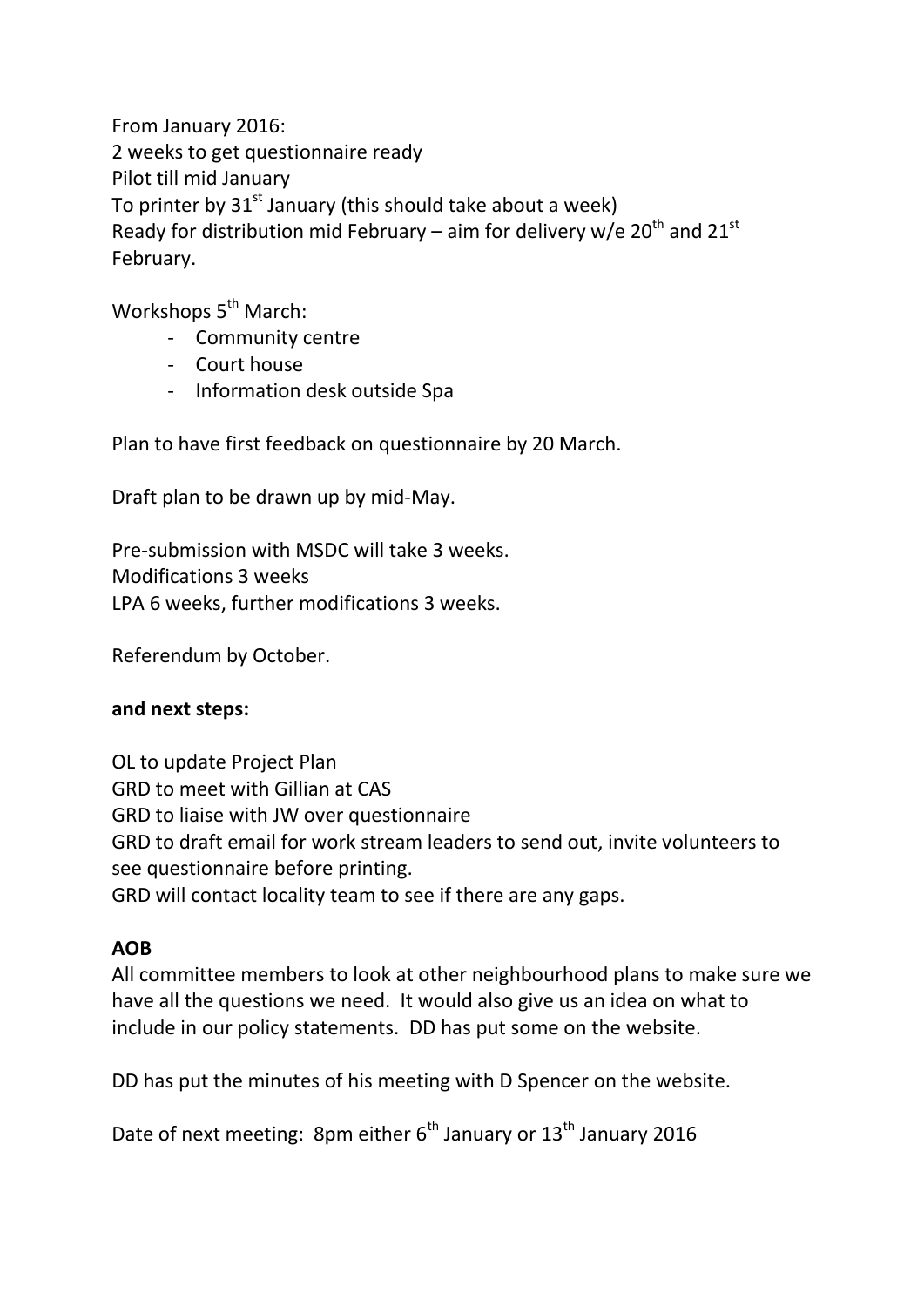From January 2016:
2 weeks to get questionnaire ready
Pilot till mid January
To printer by 31st January (this should take about a week)
Ready for distribution mid February – aim for delivery w/e 20th and 21st February.

Workshops 5th March:

- Community centre
- Court house
- Information desk outside Spa

Plan to have first feedback on questionnaire by 20 March.

Draft plan to be drawn up by mid-May.

Pre-submission with MSDC will take 3 weeks.
Modifications 3 weeks
LPA 6 weeks, further modifications 3 weeks.

Referendum by October.

**and next steps:**

OL to update Project Plan
GRD to meet with Gillian at CAS
GRD to liaise with JW over questionnaire
GRD to draft email for work stream leaders to send out, invite volunteers to see questionnaire before printing.
GRD will contact locality team to see if there are any gaps.

**AOB**
All committee members to look at other neighbourhood plans to make sure we have all the questions we need. It would also give us an idea on what to include in our policy statements. DD has put some on the website.

DD has put the minutes of his meeting with D Spencer on the website.

Date of next meeting: 8pm either 6th January or 13th January 2016